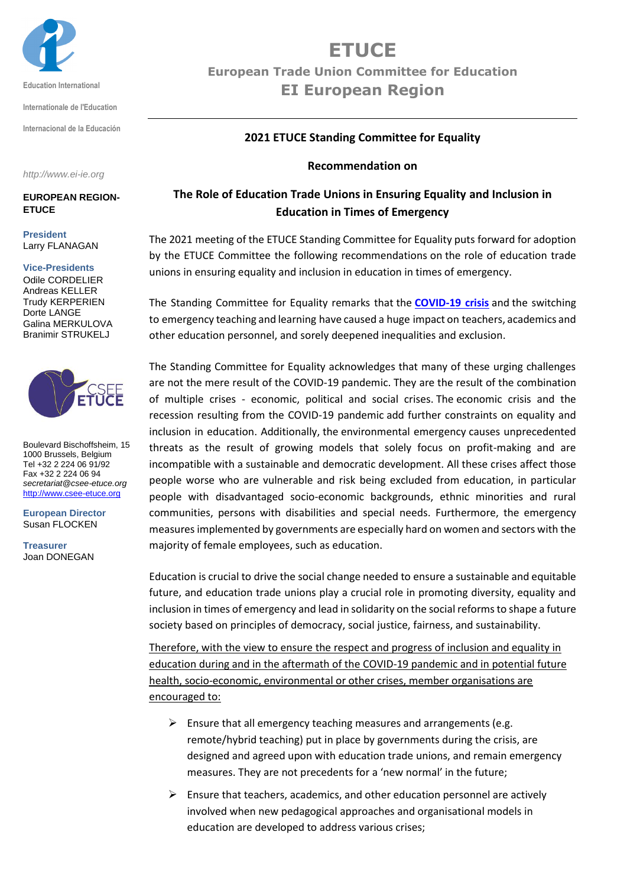Education International

Internationale de l'Education

Internacional de la Educación

*http://www.ei-ie.org*

**EUROPEAN REGION-ETUCE**

**President**
Larry FLANAGAN

**Vice-Presidents**
Odile CORDELIER
Andreas KELLER
Trudy KERPERIEN
Dorte LANGE
Galina MERKULOVA
Branimir STRUKELJ

Boulevard Bischoffsheim, 15
1000 Brussels, Belgium
Tel +32 2 224 06 91/92
Fax +32 2 224 06 94
*secretariat@csee-etuce.org*
http://www.csee-etuce.org

**European Director**
Susan FLOCKEN

**Treasurer**
Joan DONEGAN

# ETUCE

## European Trade Union Committee for Education

## EI European Region

### 2021 ETUCE Standing Committee for Equality

### Recommendation on

### The Role of Education Trade Unions in Ensuring Equality and Inclusion in Education in Times of Emergency

The 2021 meeting of the ETUCE Standing Committee for Equality puts forward for adoption by the ETUCE Committee the following recommendations on the role of education trade unions in ensuring equality and inclusion in education in times of emergency.

The Standing Committee for Equality remarks that the **COVID-19 crisis** and the switching to emergency teaching and learning have caused a huge impact on teachers, academics and other education personnel, and sorely deepened inequalities and exclusion.

The Standing Committee for Equality acknowledges that many of these urging challenges are not the mere result of the COVID-19 pandemic. They are the result of the combination of multiple crises - economic, political and social crises. The economic crisis and the recession resulting from the COVID-19 pandemic add further constraints on equality and inclusion in education. Additionally, the environmental emergency causes unprecedented threats as the result of growing models that solely focus on profit-making and are incompatible with a sustainable and democratic development. All these crises affect those people worse who are vulnerable and risk being excluded from education, in particular people with disadvantaged socio-economic backgrounds, ethnic minorities and rural communities, persons with disabilities and special needs. Furthermore, the emergency measures implemented by governments are especially hard on women and sectors with the majority of female employees, such as education.

Education is crucial to drive the social change needed to ensure a sustainable and equitable future, and education trade unions play a crucial role in promoting diversity, equality and inclusion in times of emergency and lead in solidarity on the social reforms to shape a future society based on principles of democracy, social justice, fairness, and sustainability.

<u>Therefore, with the view to ensure the respect and progress of inclusion and equality in education during and in the aftermath of the COVID-19 pandemic and in potential future health, socio-economic, environmental or other crises, member organisations are encouraged to:</u>

- Ensure that all emergency teaching measures and arrangements (e.g. remote/hybrid teaching) put in place by governments during the crisis, are designed and agreed upon with education trade unions, and remain emergency measures. They are not precedents for a 'new normal' in the future;
- Ensure that teachers, academics, and other education personnel are actively involved when new pedagogical approaches and organisational models in education are developed to address various crises;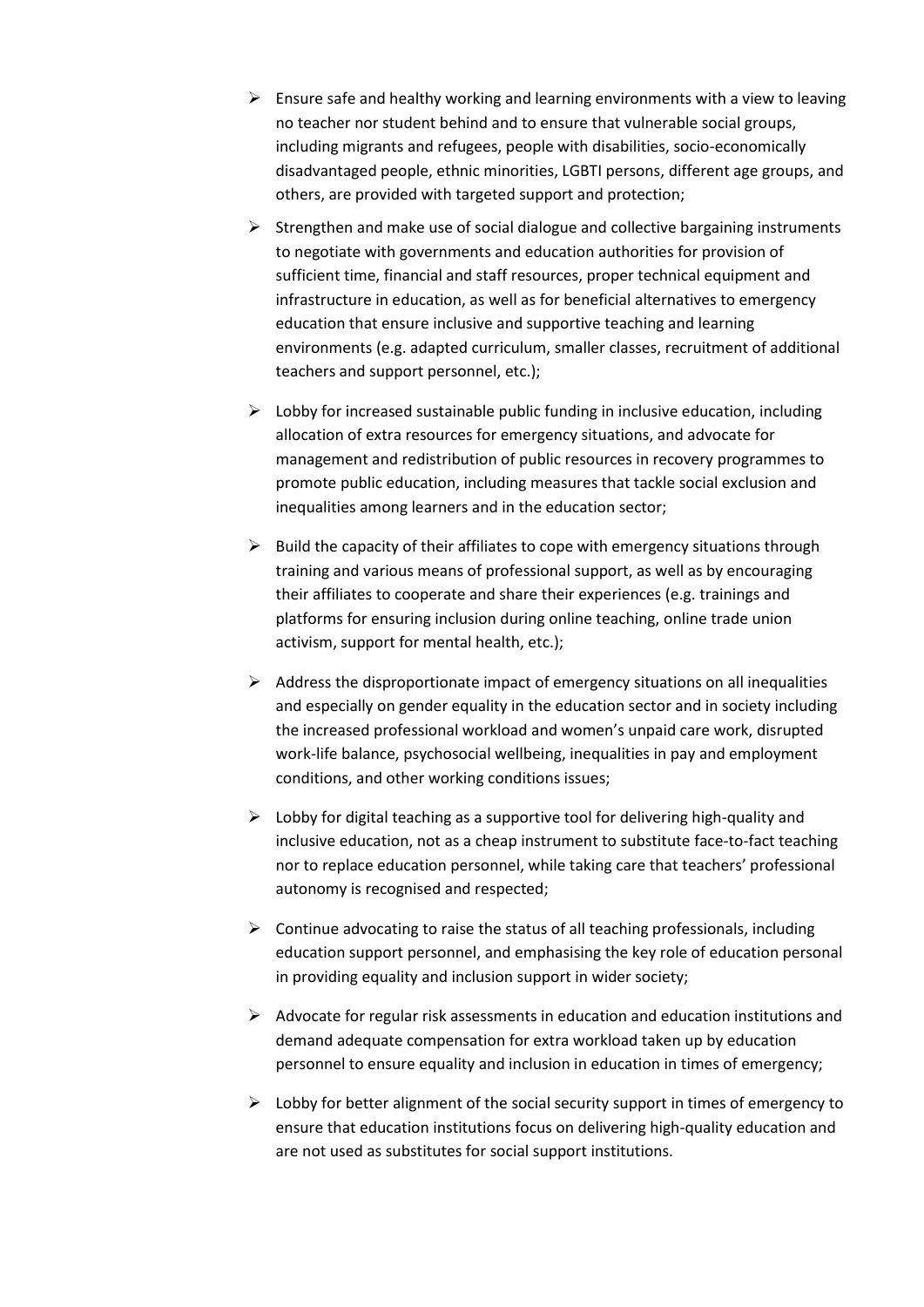- Ensure safe and healthy working and learning environments with a view to leaving no teacher nor student behind and to ensure that vulnerable social groups, including migrants and refugees, people with disabilities, socio-economically disadvantaged people, ethnic minorities, LGBTI persons, different age groups, and others, are provided with targeted support and protection;
- Strengthen and make use of social dialogue and collective bargaining instruments to negotiate with governments and education authorities for provision of sufficient time, financial and staff resources, proper technical equipment and infrastructure in education, as well as for beneficial alternatives to emergency education that ensure inclusive and supportive teaching and learning environments (e.g. adapted curriculum, smaller classes, recruitment of additional teachers and support personnel, etc.);
- Lobby for increased sustainable public funding in inclusive education, including allocation of extra resources for emergency situations, and advocate for management and redistribution of public resources in recovery programmes to promote public education, including measures that tackle social exclusion and inequalities among learners and in the education sector;
- Build the capacity of their affiliates to cope with emergency situations through training and various means of professional support, as well as by encouraging their affiliates to cooperate and share their experiences (e.g. trainings and platforms for ensuring inclusion during online teaching, online trade union activism, support for mental health, etc.);
- Address the disproportionate impact of emergency situations on all inequalities and especially on gender equality in the education sector and in society including the increased professional workload and women's unpaid care work, disrupted work-life balance, psychosocial wellbeing, inequalities in pay and employment conditions, and other working conditions issues;
- Lobby for digital teaching as a supportive tool for delivering high-quality and inclusive education, not as a cheap instrument to substitute face-to-fact teaching nor to replace education personnel, while taking care that teachers' professional autonomy is recognised and respected;
- Continue advocating to raise the status of all teaching professionals, including education support personnel, and emphasising the key role of education personal in providing equality and inclusion support in wider society;
- Advocate for regular risk assessments in education and education institutions and demand adequate compensation for extra workload taken up by education personnel to ensure equality and inclusion in education in times of emergency;
- Lobby for better alignment of the social security support in times of emergency to ensure that education institutions focus on delivering high-quality education and are not used as substitutes for social support institutions.